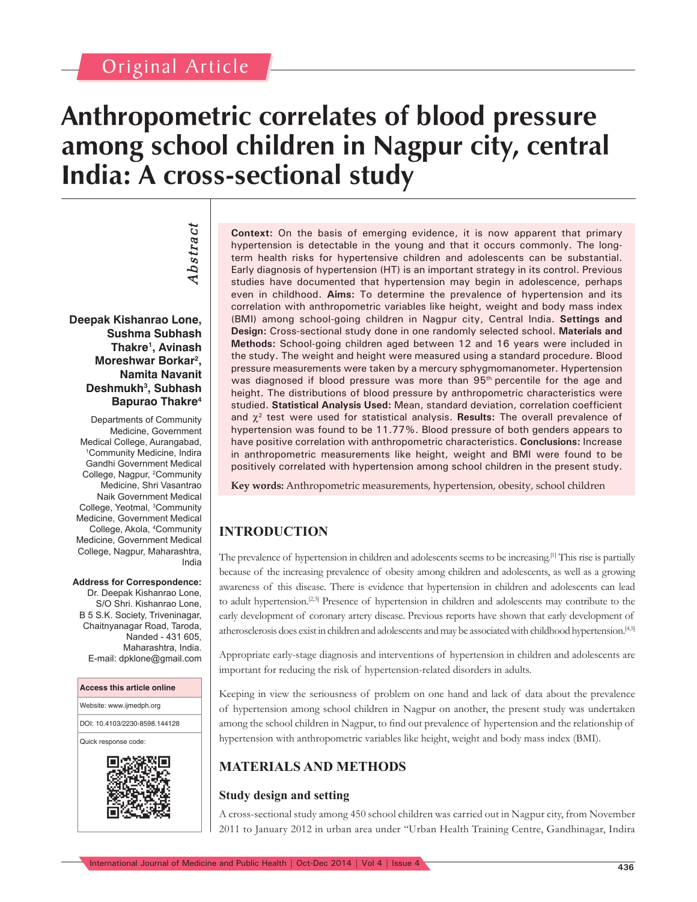Original Article

# Anthropometric correlates of blood pressure among school children in Nagpur city, central India: A cross-sectional study

**Deepak Kishanrao Lone, Sushma Subhash Thakre[1], Avinash Moreshwar Borkar[2], Namita Navanit Deshmukh[3], Subhash Bapurao Thakre[4]**

Departments of Community Medicine, Government Medical College, Aurangabad, [1]Community Medicine, Indira Gandhi Government Medical College, Nagpur, [2]Community Medicine, Shri Vasantrao Naik Government Medical College, Yeotmal, [3]Community Medicine, Government Medical College, Akola, [4]Community Medicine, Government Medical College, Nagpur, Maharashtra, India

**Address for Correspondence:**
Dr. Deepak Kishanrao Lone, S/O Shri. Kishanrao Lone, B 5 S.K. Society, Triveninagar, Chaitnyanagar Road, Taroda, Nanded - 431 605, Maharashtra, India.
E-mail: dpklone@gmail.com

| Access this article online |
|---|
| Website: www.ijmedph.org |
| DOI: 10.4103/2230-8598.144128 |
| Quick response code: |

## Abstract

**Context:** On the basis of emerging evidence, it is now apparent that primary hypertension is detectable in the young and that it occurs commonly. The long-term health risks for hypertensive children and adolescents can be substantial. Early diagnosis of hypertension (HT) is an important strategy in its control. Previous studies have documented that hypertension may begin in adolescence, perhaps even in childhood. **Aims:** To determine the prevalence of hypertension and its correlation with anthropometric variables like height, weight and body mass index (BMI) among school-going children in Nagpur city, Central India. **Settings and Design:** Cross-sectional study done in one randomly selected school. **Materials and Methods:** School-going children aged between 12 and 16 years were included in the study. The weight and height were measured using a standard procedure. Blood pressure measurements were taken by a mercury sphygmomanometer. Hypertension was diagnosed if blood pressure was more than 95th percentile for the age and height. The distributions of blood pressure by anthropometric characteristics were studied. **Statistical Analysis Used:** Mean, standard deviation, correlation coefficient and $\chi^2$ test were used for statistical analysis. **Results:** The overall prevalence of hypertension was found to be 11.77%. Blood pressure of both genders appears to have positive correlation with anthropometric characteristics. **Conclusions:** Increase in anthropometric measurements like height, weight and BMI were found to be positively correlated with hypertension among school children in the present study.

**Key words:** Anthropometric measurements, hypertension, obesity, school children

## INTRODUCTION

The prevalence of hypertension in children and adolescents seems to be increasing.[1] This rise is partially because of the increasing prevalence of obesity among children and adolescents, as well as a growing awareness of this disease. There is evidence that hypertension in children and adolescents can lead to adult hypertension.[2,3] Presence of hypertension in children and adolescents may contribute to the early development of coronary artery disease. Previous reports have shown that early development of atherosclerosis does exist in children and adolescents and may be associated with childhood hypertension.[4,5]

Appropriate early-stage diagnosis and interventions of hypertension in children and adolescents are important for reducing the risk of hypertension-related disorders in adults.

Keeping in view the seriousness of problem on one hand and lack of data about the prevalence of hypertension among school children in Nagpur on another, the present study was undertaken among the school children in Nagpur, to find out prevalence of hypertension and the relationship of hypertension with anthropometric variables like height, weight and body mass index (BMI).

## MATERIALS AND METHODS

### Study design and setting

A cross-sectional study among 450 school children was carried out in Nagpur city, from November 2011 to January 2012 in urban area under "Urban Health Training Centre, Gandhinagar, Indira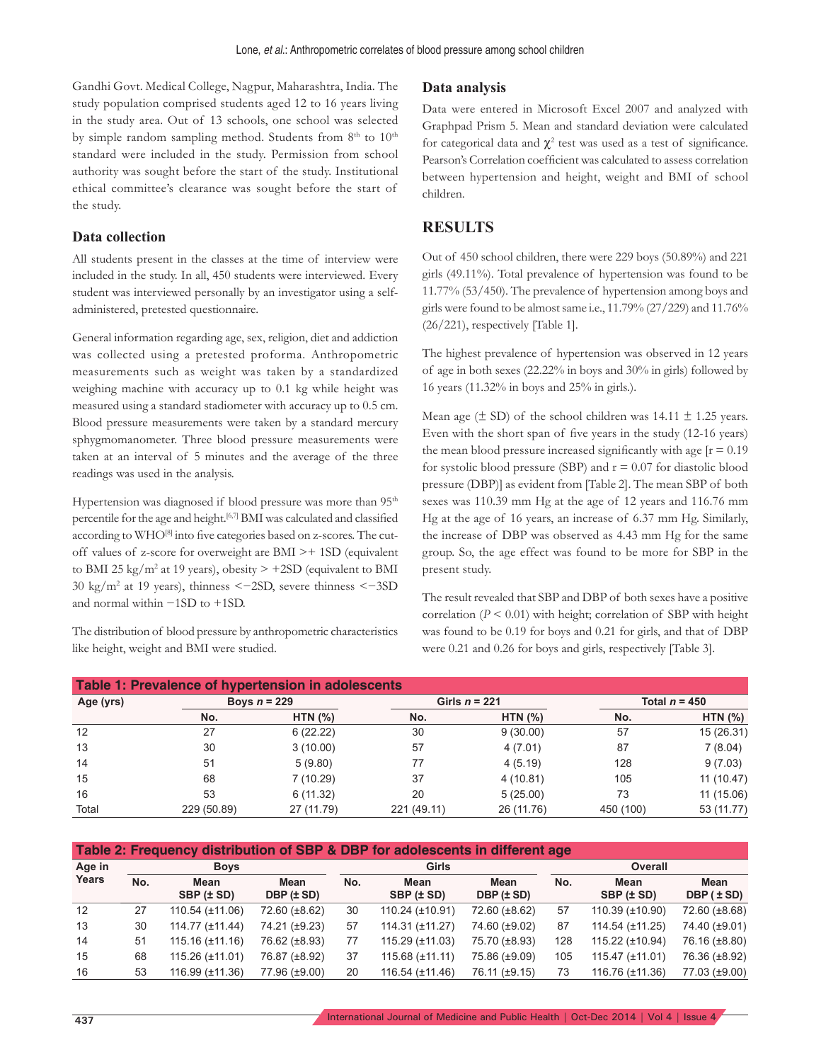Gandhi Govt. Medical College, Nagpur, Maharashtra, India. The study population comprised students aged 12 to 16 years living in the study area. Out of 13 schools, one school was selected by simple random sampling method. Students from 8th to 10th standard were included in the study. Permission from school authority was sought before the start of the study. Institutional ethical committee's clearance was sought before the start of the study.

### Data collection

All students present in the classes at the time of interview were included in the study. In all, 450 students were interviewed. Every student was interviewed personally by an investigator using a self-administered, pretested questionnaire.

General information regarding age, sex, religion, diet and addiction was collected using a pretested proforma. Anthropometric measurements such as weight was taken by a standardized weighing machine with accuracy up to 0.1 kg while height was measured using a standard stadiometer with accuracy up to 0.5 cm. Blood pressure measurements were taken by a standard mercury sphygmomanometer. Three blood pressure measurements were taken at an interval of 5 minutes and the average of the three readings was used in the analysis.

Hypertension was diagnosed if blood pressure was more than 95th percentile for the age and height.[6,7] BMI was calculated and classified according to WHO[8] into five categories based on z-scores. The cut-off values of z-score for overweight are BMI >+ 1SD (equivalent to BMI 25 kg/m$^2$ at 19 years), obesity > +2SD (equivalent to BMI 30 kg/m$^2$ at 19 years), thinness <−2SD, severe thinness <−3SD and normal within −1SD to +1SD.

The distribution of blood pressure by anthropometric characteristics like height, weight and BMI were studied.

### Data analysis

Data were entered in Microsoft Excel 2007 and analyzed with Graphpad Prism 5. Mean and standard deviation were calculated for categorical data and $\chi^2$ test was used as a test of significance. Pearson's Correlation coefficient was calculated to assess correlation between hypertension and height, weight and BMI of school children.

## RESULTS

Out of 450 school children, there were 229 boys (50.89%) and 221 girls (49.11%). Total prevalence of hypertension was found to be 11.77% (53/450). The prevalence of hypertension among boys and girls were found to be almost same i.e., 11.79% (27/229) and 11.76% (26/221), respectively [Table 1].

The highest prevalence of hypertension was observed in 12 years of age in both sexes (22.22% in boys and 30% in girls) followed by 16 years (11.32% in boys and 25% in girls.).

Mean age (± SD) of the school children was 14.11 ± 1.25 years. Even with the short span of five years in the study (12-16 years) the mean blood pressure increased significantly with age [r = 0.19 for systolic blood pressure (SBP) and r = 0.07 for diastolic blood pressure (DBP)] as evident from [Table 2]. The mean SBP of both sexes was 110.39 mm Hg at the age of 12 years and 116.76 mm Hg at the age of 16 years, an increase of 6.37 mm Hg. Similarly, the increase of DBP was observed as 4.43 mm Hg for the same group. So, the age effect was found to be more for SBP in the present study.

The result revealed that SBP and DBP of both sexes have a positive correlation ($P < 0.01$) with height; correlation of SBP with height was found to be 0.19 for boys and 0.21 for girls, and that of DBP were 0.21 and 0.26 for boys and girls, respectively [Table 3].

**Table 1: Prevalence of hypertension in adolescents**

| Age (yrs) | Boys *n* = 229 | | Girls *n* = 221 | | Total *n* = 450 | |
|---|---|---|---|---|---|---|
| | No. | HTN (%) | No. | HTN (%) | No. | HTN (%) |
| 12 | 27 | 6 (22.22) | 30 | 9 (30.00) | 57 | 15 (26.31) |
| 13 | 30 | 3 (10.00) | 57 | 4 (7.01) | 87 | 7 (8.04) |
| 14 | 51 | 5 (9.80) | 77 | 4 (5.19) | 128 | 9 (7.03) |
| 15 | 68 | 7 (10.29) | 37 | 4 (10.81) | 105 | 11 (10.47) |
| 16 | 53 | 6 (11.32) | 20 | 5 (25.00) | 73 | 11 (15.06) |
| Total | 229 (50.89) | 27 (11.79) | 221 (49.11) | 26 (11.76) | 450 (100) | 53 (11.77) |

**Table 2: Frequency distribution of SBP & DBP for adolescents in different age**

| Age in Years | Boys | | | Girls | | | Overall | | |
|---|---|---|---|---|---|---|---|---|---|
| | No. | Mean SBP (± SD) | Mean DBP (± SD) | No. | Mean SBP (± SD) | Mean DBP (± SD) | No. | Mean SBP (± SD) | Mean DBP ( ± SD) |
| 12 | 27 | 110.54 (±11.06) | 72.60 (±8.62) | 30 | 110.24 (±10.91) | 72.60 (±8.62) | 57 | 110.39 (±10.90) | 72.60 (±8.68) |
| 13 | 30 | 114.77 (±11.44) | 74.21 (±9.23) | 57 | 114.31 (±11.27) | 74.60 (±9.02) | 87 | 114.54 (±11.25) | 74.40 (±9.01) |
| 14 | 51 | 115.16 (±11.16) | 76.62 (±8.93) | 77 | 115.29 (±11.03) | 75.70 (±8.93) | 128 | 115.22 (±10.94) | 76.16 (±8.80) |
| 15 | 68 | 115.26 (±11.01) | 76.87 (±8.92) | 37 | 115.68 (±11.11) | 75.86 (±9.09) | 105 | 115.47 (±11.01) | 76.36 (±8.92) |
| 16 | 53 | 116.99 (±11.36) | 77.96 (±9.00) | 20 | 116.54 (±11.46) | 76.11 (±9.15) | 73 | 116.76 (±11.36) | 77.03 (±9.00) |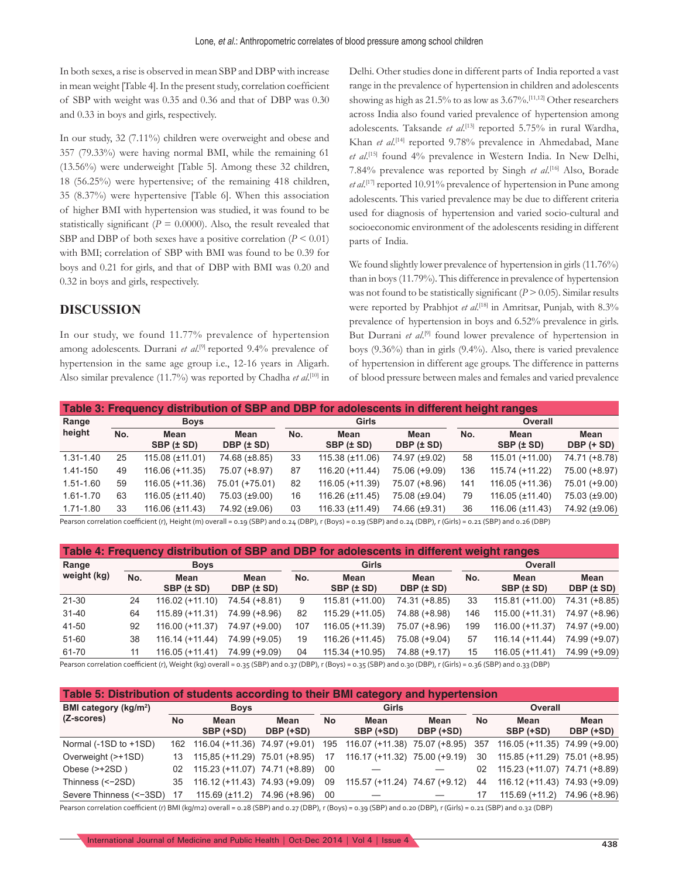In both sexes, a rise is observed in mean SBP and DBP with increase in mean weight [Table 4]. In the present study, correlation coefficient of SBP with weight was 0.35 and 0.36 and that of DBP was 0.30 and 0.33 in boys and girls, respectively.

In our study, 32 (7.11%) children were overweight and obese and 357 (79.33%) were having normal BMI, while the remaining 61 (13.56%) were underweight [Table 5]. Among these 32 children, 18 (56.25%) were hypertensive; of the remaining 418 children, 35 (8.37%) were hypertensive [Table 6]. When this association of higher BMI with hypertension was studied, it was found to be statistically significant ($P = 0.0000$). Also, the result revealed that SBP and DBP of both sexes have a positive correlation ($P < 0.01$) with BMI; correlation of SBP with BMI was found to be 0.39 for boys and 0.21 for girls, and that of DBP with BMI was 0.20 and 0.32 in boys and girls, respectively.

## DISCUSSION

In our study, we found 11.77% prevalence of hypertension among adolescents. Durrani *et al.*[9] reported 9.4% prevalence of hypertension in the same age group i.e., 12-16 years in Aligarh. Also similar prevalence (11.7%) was reported by Chadha *et al.*[10] in Delhi. Other studies done in different parts of India reported a vast range in the prevalence of hypertension in children and adolescents showing as high as 21.5% to as low as 3.67%.[11,12] Other researchers across India also found varied prevalence of hypertension among adolescents. Taksande *et al.*[13] reported 5.75% in rural Wardha, Khan *et al.*[14] reported 9.78% prevalence in Ahmedabad, Mane *et al.*[15] found 4% prevalence in Western India. In New Delhi, 7.84% prevalence was reported by Singh *et al.*[16] Also, Borade *et al.*[17] reported 10.91% prevalence of hypertension in Pune among adolescents. This varied prevalence may be due to different criteria used for diagnosis of hypertension and varied socio-cultural and socioeconomic environment of the adolescents residing in different parts of India.

We found slightly lower prevalence of hypertension in girls (11.76%) than in boys (11.79%). This difference in prevalence of hypertension was not found to be statistically significant ($P > 0.05$). Similar results were reported by Prabhjot *et al.*[18] in Amritsar, Punjab, with 8.3% prevalence of hypertension in boys and 6.52% prevalence in girls. But Durrani *et al.*[9] found lower prevalence of hypertension in boys (9.36%) than in girls (9.4%). Also, there is varied prevalence of hypertension in different age groups. The difference in patterns of blood pressure between males and females and varied prevalence

**Table 3: Frequency distribution of SBP and DBP for adolescents in different height ranges**

| Range height | Boys | | | Girls | | | Overall | | |
|---|---|---|---|---|---|---|---|---|---|
| | No. | Mean SBP (± SD) | Mean DBP (± SD) | No. | Mean SBP (± SD) | Mean DBP (± SD) | No. | Mean SBP (± SD) | Mean DBP (+ SD) |
| 1.31-1.40 | 25 | 115.08 (±11.01) | 74.68 (±8.85) | 33 | 115.38 (±11.06) | 74.97 (±9.02) | 58 | 115.01 (+11.00) | 74.71 (+8.78) |
| 1.41-150 | 49 | 116.06 (+11.35) | 75.07 (+8.97) | 87 | 116.20 (+11.44) | 75.06 (+9.09) | 136 | 115.74 (+11.22) | 75.00 (+8.97) |
| 1.51-1.60 | 59 | 116.05 (+11.36) | 75.01 (+75.01) | 82 | 116.05 (+11.39) | 75.07 (+8.96) | 141 | 116.05 (+11.36) | 75.01 (+9.00) |
| 1.61-1.70 | 63 | 116.05 (±11.40) | 75.03 (±9.00) | 16 | 116.26 (±11.45) | 75.08 (±9.04) | 79 | 116.05 (±11.40) | 75.03 (±9.00) |
| 1.71-1.80 | 33 | 116.06 (±11.43) | 74.92 (±9.06) | 03 | 116.33 (±11.49) | 74.66 (±9.31) | 36 | 116.06 (±11.43) | 74.92 (±9.06) |

Pearson correlation coefficient (r), Height (m) overall = 0.19 (SBP) and 0.24 (DBP), r (Boys) = 0.19 (SBP) and 0.24 (DBP), r (Girls) = 0.21 (SBP) and 0.26 (DBP)

**Table 4: Frequency distribution of SBP and DBP for adolescents in different weight ranges**

| Range weight (kg) | Boys | | | Girls | | | Overall | | |
|---|---|---|---|---|---|---|---|---|---|
| | No. | Mean SBP (± SD) | Mean DBP (± SD) | No. | Mean SBP (± SD) | Mean DBP (± SD) | No. | Mean SBP (± SD) | Mean DBP (± SD) |
| 21-30 | 24 | 116.02 (+11.10) | 74.54 (+8.81) | 9 | 115.81 (+11.00) | 74.31 (+8.85) | 33 | 115.81 (+11.00) | 74.31 (+8.85) |
| 31-40 | 64 | 115.89 (+11.31) | 74.99 (+8.96) | 82 | 115.29 (+11.05) | 74.88 (+8.98) | 146 | 115.00 (+11.31) | 74.97 (+8.96) |
| 41-50 | 92 | 116.00 (+11.37) | 74.97 (+9.00) | 107 | 116.05 (+11.39) | 75.07 (+8.96) | 199 | 116.00 (+11.37) | 74.97 (+9.00) |
| 51-60 | 38 | 116.14 (+11.44) | 74.99 (+9.05) | 19 | 116.26 (+11.45) | 75.08 (+9.04) | 57 | 116.14 (+11.44) | 74.99 (+9.07) |
| 61-70 | 11 | 116.05 (+11.41) | 74.99 (+9.09) | 04 | 115.34 (+10.95) | 74.88 (+9.17) | 15 | 116.05 (+11.41) | 74.99 (+9.09) |

Pearson correlation coefficient (r), Weight (kg) overall = 0.35 (SBP) and 0.37 (DBP), r (Boys) = 0.35 (SBP) and 0.30 (DBP), r (Girls) = 0.36 (SBP) and 0.33 (DBP)

**Table 5: Distribution of students according to their BMI category and hypertension**

| BMI category (kg/m²) (Z-scores) | Boys | | | Girls | | | Overall | | |
|---|---|---|---|---|---|---|---|---|---|
| | No | Mean SBP (+SD) | Mean DBP (+SD) | No | Mean SBP (+SD) | Mean DBP (+SD) | No | Mean SBP (+SD) | Mean DBP (+SD) |
| Normal (-1SD to +1SD) | 162 | 116.04 (+11.36) | 74.97 (+9.01) | 195 | 116.07 (+11.38) | 75.07 (+8.95) | 357 | 116.05 (+11.35) | 74.99 (+9.00) |
| Overweight (>+1SD) | 13 | 115,85 (+11.29) | 75.01 (+8.95) | 17 | 116.17 (+11.32) | 75.00 (+9.19) | 30 | 115.85 (+11.29) | 75.01 (+8.95) |
| Obese (>+2SD ) | 02 | 115.23 (+11.07) | 74.71 (+8.89) | 00 | — | — | 02 | 115.23 (+11.07) | 74.71 (+8.89) |
| Thinness (<−2SD) | 35 | 116.12 (+11.43) | 74.93 (+9.09) | 09 | 115.57 (+11.24) | 74.67 (+9.12) | 44 | 116.12 (+11.43) | 74.93 (+9.09) |
| Severe Thinness (<−3SD) | 17 | 115.69 (±11.2) | 74.96 (+8.96) | 00 | — | — | 17 | 115.69 (+11.2) | 74.96 (+8.96) |

Pearson correlation coefficient (r) BMI (kg/m2) overall = 0.28 (SBP) and 0.27 (DBP), r (Boys) = 0.39 (SBP) and 0.20 (DBP), r (Girls) = 0.21 (SBP) and 0.32 (DBP)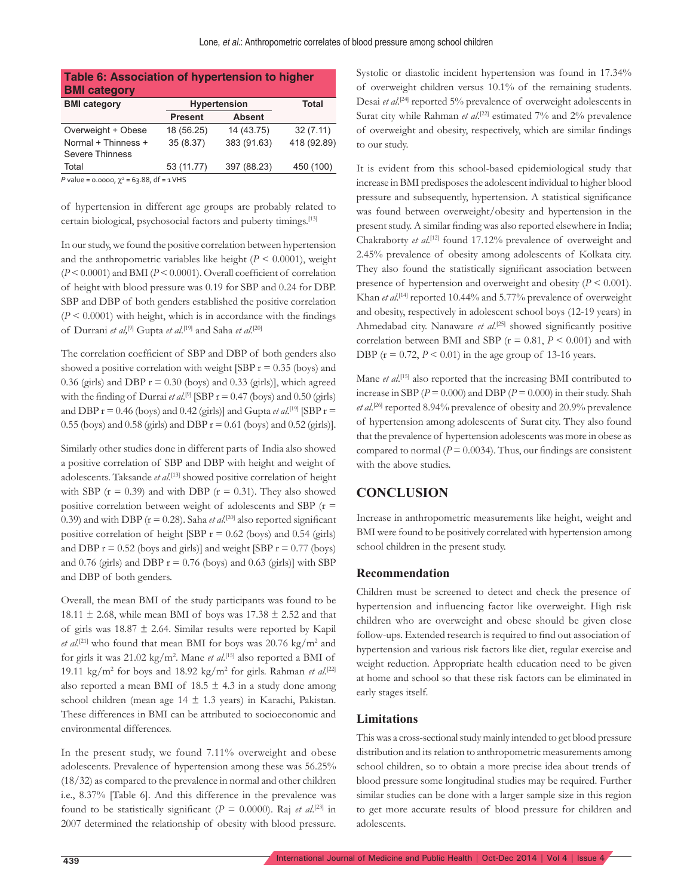**Table 6: Association of hypertension to higher BMI category**

| BMI category | Hypertension | | Total |
|---|---|---|---|
| | Present | Absent | |
| Overweight + Obese | 18 (56.25) | 14 (43.75) | 32 (7.11) |
| Normal + Thinness + Severe Thinness | 35 (8.37) | 383 (91.63) | 418 (92.89) |
| Total | 53 (11.77) | 397 (88.23) | 450 (100) |

*P* value = 0.0000, $\chi^2$ = 63.88, df = 1 VHS

of hypertension in different age groups are probably related to certain biological, psychosocial factors and puberty timings.[13]

In our study, we found the positive correlation between hypertension and the anthropometric variables like height ($P < 0.0001$), weight ($P < 0.0001$) and BMI ($P < 0.0001$). Overall coefficient of correlation of height with blood pressure was 0.19 for SBP and 0.24 for DBP. SBP and DBP of both genders established the positive correlation ($P < 0.0001$) with height, which is in accordance with the findings of Durrani *et al*,[9] Gupta *et al*.[19] and Saha *et al*.[20]

The correlation coefficient of SBP and DBP of both genders also showed a positive correlation with weight [SBP r = 0.35 (boys) and 0.36 (girls) and DBP r = 0.30 (boys) and 0.33 (girls)], which agreed with the finding of Durrai *et al*.[9] [SBP r = 0.47 (boys) and 0.50 (girls) and DBP r = 0.46 (boys) and 0.42 (girls)] and Gupta *et al*.[19] [SBP r = 0.55 (boys) and 0.58 (girls) and DBP r = 0.61 (boys) and 0.52 (girls)].

Similarly other studies done in different parts of India also showed a positive correlation of SBP and DBP with height and weight of adolescents. Taksande *et al*.[13] showed positive correlation of height with SBP (r = 0.39) and with DBP (r = 0.31). They also showed positive correlation between weight of adolescents and SBP (r = 0.39) and with DBP (r = 0.28). Saha *et al*.[20] also reported significant positive correlation of height [SBP r = 0.62 (boys) and 0.54 (girls) and DBP r = 0.52 (boys and girls)] and weight [SBP r = 0.77 (boys) and 0.76 (girls) and DBP r = 0.76 (boys) and 0.63 (girls)] with SBP and DBP of both genders.

Overall, the mean BMI of the study participants was found to be 18.11 ± 2.68, while mean BMI of boys was 17.38 ± 2.52 and that of girls was 18.87 ± 2.64. Similar results were reported by Kapil *et al*.[21] who found that mean BMI for boys was 20.76 kg/m$^2$ and for girls it was 21.02 kg/m$^2$. Mane *et al*.[15] also reported a BMI of 19.11 kg/m$^2$ for boys and 18.92 kg/m$^2$ for girls. Rahman *et al*.[22] also reported a mean BMI of 18.5 ± 4.3 in a study done among school children (mean age 14 ± 1.3 years) in Karachi, Pakistan. These differences in BMI can be attributed to socioeconomic and environmental differences.

In the present study, we found 7.11% overweight and obese adolescents. Prevalence of hypertension among these was 56.25% (18/32) as compared to the prevalence in normal and other children i.e., 8.37% [Table 6]. And this difference in the prevalence was found to be statistically significant ($P$ = 0.0000). Raj *et al*.[23] in 2007 determined the relationship of obesity with blood pressure. Systolic or diastolic incident hypertension was found in 17.34% of overweight children versus 10.1% of the remaining students. Desai *et al*.[24] reported 5% prevalence of overweight adolescents in Surat city while Rahman *et al*.[22] estimated 7% and 2% prevalence of overweight and obesity, respectively, which are similar findings to our study.

It is evident from this school-based epidemiological study that increase in BMI predisposes the adolescent individual to higher blood pressure and subsequently, hypertension. A statistical significance was found between overweight/obesity and hypertension in the present study. A similar finding was also reported elsewhere in India; Chakraborty *et al*.[12] found 17.12% prevalence of overweight and 2.45% prevalence of obesity among adolescents of Kolkata city. They also found the statistically significant association between presence of hypertension and overweight and obesity ($P < 0.001$). Khan *et al*.[14] reported 10.44% and 5.77% prevalence of overweight and obesity, respectively in adolescent school boys (12-19 years) in Ahmedabad city. Nanaware *et al*.[25] showed significantly positive correlation between BMI and SBP (r = 0.81, $P < 0.001$) and with DBP (r = 0.72, $P < 0.01$) in the age group of 13-16 years.

Mane *et al*.[15] also reported that the increasing BMI contributed to increase in SBP ($P$ = 0.000) and DBP ($P$ = 0.000) in their study. Shah *et al*.[26] reported 8.94% prevalence of obesity and 20.9% prevalence of hypertension among adolescents of Surat city. They also found that the prevalence of hypertension adolescents was more in obese as compared to normal ($P$ = 0.0034). Thus, our findings are consistent with the above studies.

## CONCLUSION

Increase in anthropometric measurements like height, weight and BMI were found to be positively correlated with hypertension among school children in the present study.

### Recommendation

Children must be screened to detect and check the presence of hypertension and influencing factor like overweight. High risk children who are overweight and obese should be given close follow-ups. Extended research is required to find out association of hypertension and various risk factors like diet, regular exercise and weight reduction. Appropriate health education need to be given at home and school so that these risk factors can be eliminated in early stages itself.

### Limitations

This was a cross-sectional study mainly intended to get blood pressure distribution and its relation to anthropometric measurements among school children, so to obtain a more precise idea about trends of blood pressure some longitudinal studies may be required. Further similar studies can be done with a larger sample size in this region to get more accurate results of blood pressure for children and adolescents.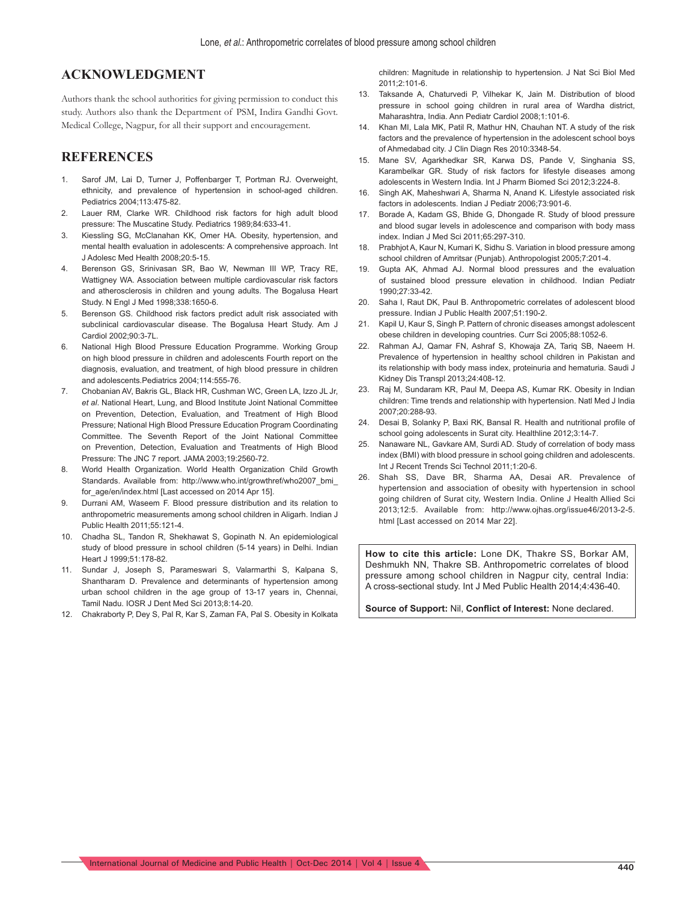## ACKNOWLEDGMENT

Authors thank the school authorities for giving permission to conduct this study. Authors also thank the Department of PSM, Indira Gandhi Govt. Medical College, Nagpur, for all their support and encouragement.

## REFERENCES

1. Sarof JM, Lai D, Turner J, Poffenbarger T, Portman RJ. Overweight, ethnicity, and prevalence of hypertension in school-aged children. Pediatrics 2004;113:475-82.
2. Lauer RM, Clarke WR. Childhood risk factors for high adult blood pressure: The Muscatine Study. Pediatrics 1989;84:633-41.
3. Kiessling SG, McClanahan KK, Omer HA. Obesity, hypertension, and mental health evaluation in adolescents: A comprehensive approach. Int J Adolesc Med Health 2008;20:5-15.
4. Berenson GS, Srinivasan SR, Bao W, Newman III WP, Tracy RE, Wattigney WA. Association between multiple cardiovascular risk factors and atherosclerosis in children and young adults. The Bogalusa Heart Study. N Engl J Med 1998;338:1650-6.
5. Berenson GS. Childhood risk factors predict adult risk associated with subclinical cardiovascular disease. The Bogalusa Heart Study. Am J Cardiol 2002;90:3-7L.
6. National High Blood Pressure Education Programme. Working Group on high blood pressure in children and adolescents Fourth report on the diagnosis, evaluation, and treatment, of high blood pressure in children and adolescents.Pediatrics 2004;114:555-76.
7. Chobanian AV, Bakris GL, Black HR, Cushman WC, Green LA, Izzo JL Jr, *et al*. National Heart, Lung, and Blood Institute Joint National Committee on Prevention, Detection, Evaluation, and Treatment of High Blood Pressure; National High Blood Pressure Education Program Coordinating Committee. The Seventh Report of the Joint National Committee on Prevention, Detection, Evaluation and Treatments of High Blood Pressure: The JNC 7 report. JAMA 2003;19:2560-72.
8. World Health Organization. World Health Organization Child Growth Standards. Available from: http://www.who.int/growthref/who2007_bmi_for_age/en/index.html [Last accessed on 2014 Apr 15].
9. Durrani AM, Waseem F. Blood pressure distribution and its relation to anthropometric measurements among school children in Aligarh. Indian J Public Health 2011;55:121-4.
10. Chadha SL, Tandon R, Shekhawat S, Gopinath N. An epidemiological study of blood pressure in school children (5-14 years) in Delhi. Indian Heart J 1999;51:178-82.
11. Sundar J, Joseph S, Parameswari S, Valarmarthi S, Kalpana S, Shantharam D. Prevalence and determinants of hypertension among urban school children in the age group of 13-17 years in, Chennai, Tamil Nadu. IOSR J Dent Med Sci 2013;8:14-20.
12. Chakraborty P, Dey S, Pal R, Kar S, Zaman FA, Pal S. Obesity in Kolkata children: Magnitude in relationship to hypertension. J Nat Sci Biol Med 2011;2:101-6.
13. Taksande A, Chaturvedi P, Vilhekar K, Jain M. Distribution of blood pressure in school going children in rural area of Wardha district, Maharashtra, India. Ann Pediatr Cardiol 2008;1:101-6.
14. Khan MI, Lala MK, Patil R, Mathur HN, Chauhan NT. A study of the risk factors and the prevalence of hypertension in the adolescent school boys of Ahmedabad city. J Clin Diagn Res 2010:3348-54.
15. Mane SV, Agarkhedkar SR, Karwa DS, Pande V, Singhania SS, Karambelkar GR. Study of risk factors for lifestyle diseases among adolescents in Western India. Int J Pharm Biomed Sci 2012;3:224-8.
16. Singh AK, Maheshwari A, Sharma N, Anand K. Lifestyle associated risk factors in adolescents. Indian J Pediatr 2006;73:901-6.
17. Borade A, Kadam GS, Bhide G, Dhongade R. Study of blood pressure and blood sugar levels in adolescence and comparison with body mass index. Indian J Med Sci 2011;65:297-310.
18. Prabhjot A, Kaur N, Kumari K, Sidhu S. Variation in blood pressure among school children of Amritsar (Punjab). Anthropologist 2005;7:201-4.
19. Gupta AK, Ahmad AJ. Normal blood pressures and the evaluation of sustained blood pressure elevation in childhood. Indian Pediatr 1990;27:33-42.
20. Saha I, Raut DK, Paul B. Anthropometric correlates of adolescent blood pressure. Indian J Public Health 2007;51:190-2.
21. Kapil U, Kaur S, Singh P. Pattern of chronic diseases amongst adolescent obese children in developing countries. Curr Sci 2005;88:1052-6.
22. Rahman AJ, Qamar FN, Ashraf S, Khowaja ZA, Tariq SB, Naeem H. Prevalence of hypertension in healthy school children in Pakistan and its relationship with body mass index, proteinuria and hematuria. Saudi J Kidney Dis Transpl 2013;24:408-12.
23. Raj M, Sundaram KR, Paul M, Deepa AS, Kumar RK. Obesity in Indian children: Time trends and relationship with hypertension. Natl Med J India 2007;20:288-93.
24. Desai B, Solanky P, Baxi RK, Bansal R. Health and nutritional profile of school going adolescents in Surat city. Healthline 2012;3:14-7.
25. Nanaware NL, Gavkare AM, Surdi AD. Study of correlation of body mass index (BMI) with blood pressure in school going children and adolescents. Int J Recent Trends Sci Technol 2011;1:20-6.
26. Shah SS, Dave BR, Sharma AA, Desai AR. Prevalence of hypertension and association of obesity with hypertension in school going children of Surat city, Western India. Online J Health Allied Sci 2013;12:5. Available from: http://www.ojhas.org/issue46/2013-2-5.html [Last accessed on 2014 Mar 22].

**How to cite this article:** Lone DK, Thakre SS, Borkar AM, Deshmukh NN, Thakre SB. Anthropometric correlates of blood pressure among school children in Nagpur city, central India: A cross-sectional study. Int J Med Public Health 2014;4:436-40.

**Source of Support:** Nil, **Conflict of Interest:** None declared.